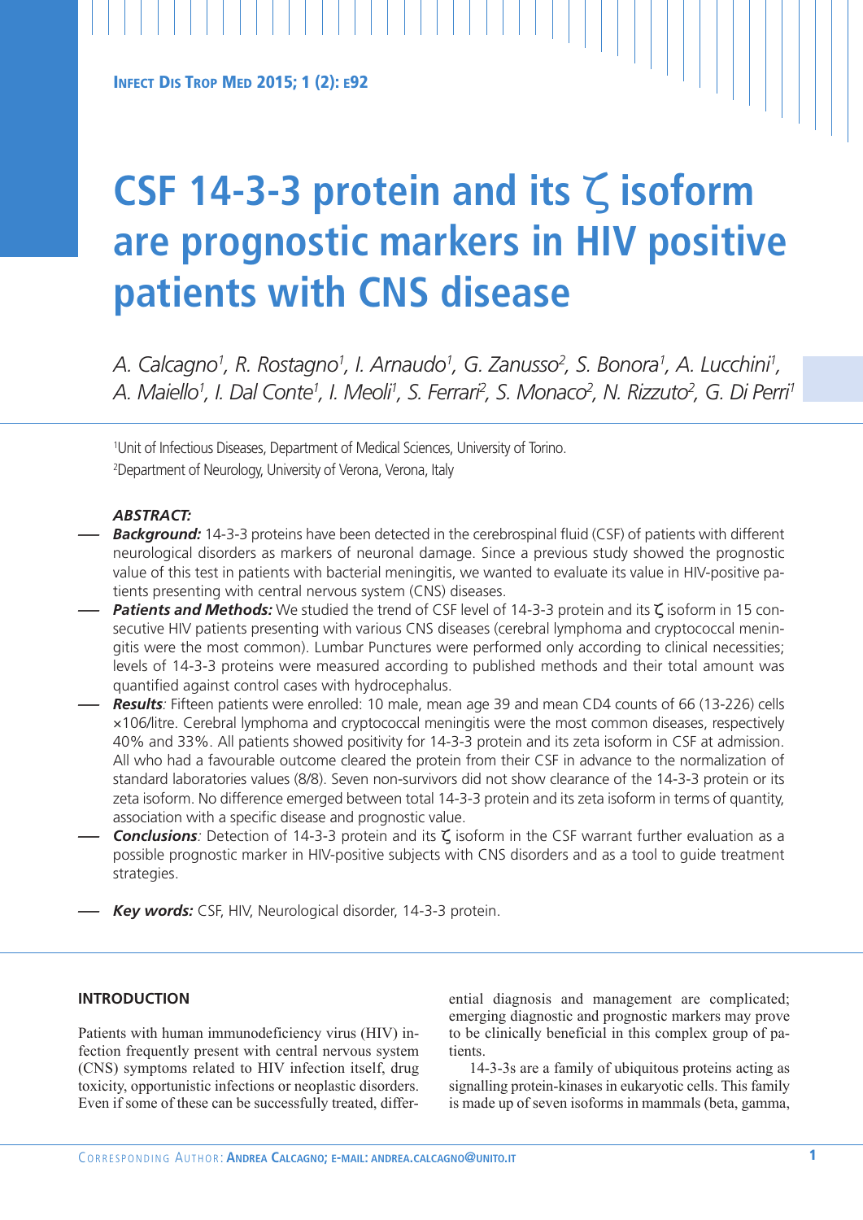# CSF 14-3-3 protein and its ζ isoform are prognostic markers in HIV positive patients with CNS disease

*A. Calcagno[1], R. Rostagno[1], I. Arnaudo[1], G. Zanusso[2], S. Bonora[1], A. Lucchini[1], A. Maiello[1], I. Dal Conte[1], I. Meoli[1], S. Ferrari[2], S. Monaco[2], N. Rizzuto[2], G. Di Perri[1]*

[1]Unit of Infectious Diseases, Department of Medical Sciences, University of Torino.
[2]Department of Neurology, University of Verona, Verona, Italy

***ABSTRACT:***

- ***Background:*** 14-3-3 proteins have been detected in the cerebrospinal fluid (CSF) of patients with different neurological disorders as markers of neuronal damage. Since a previous study showed the prognostic value of this test in patients with bacterial meningitis, we wanted to evaluate its value in HIV-positive patients presenting with central nervous system (CNS) diseases.
- ***Patients and Methods:*** We studied the trend of CSF level of 14-3-3 protein and its ζ isoform in 15 consecutive HIV patients presenting with various CNS diseases (cerebral lymphoma and cryptococcal meningitis were the most common). Lumbar Punctures were performed only according to clinical necessities; levels of 14-3-3 proteins were measured according to published methods and their total amount was quantified against control cases with hydrocephalus.
- ***Results****:* Fifteen patients were enrolled: 10 male, mean age 39 and mean CD4 counts of 66 (13-226) cells $\times 10^6$/litre. Cerebral lymphoma and cryptococcal meningitis were the most common diseases, respectively 40% and 33%. All patients showed positivity for 14-3-3 protein and its zeta isoform in CSF at admission. All who had a favourable outcome cleared the protein from their CSF in advance to the normalization of standard laboratories values (8/8). Seven non-survivors did not show clearance of the 14-3-3 protein or its zeta isoform. No difference emerged between total 14-3-3 protein and its zeta isoform in terms of quantity, association with a specific disease and prognostic value.
- ***Conclusions****:* Detection of 14-3-3 protein and its ζ isoform in the CSF warrant further evaluation as a possible prognostic marker in HIV-positive subjects with CNS disorders and as a tool to guide treatment strategies.

- ***Key words:*** CSF, HIV, Neurological disorder, 14-3-3 protein.

## INTRODUCTION

Patients with human immunodeficiency virus (HIV) infection frequently present with central nervous system (CNS) symptoms related to HIV infection itself, drug toxicity, opportunistic infections or neoplastic disorders. Even if some of these can be successfully treated, differential diagnosis and management are complicated; emerging diagnostic and prognostic markers may prove to be clinically beneficial in this complex group of patients.

14-3-3s are a family of ubiquitous proteins acting as signalling protein-kinases in eukaryotic cells. This family is made up of seven isoforms in mammals (beta, gamma,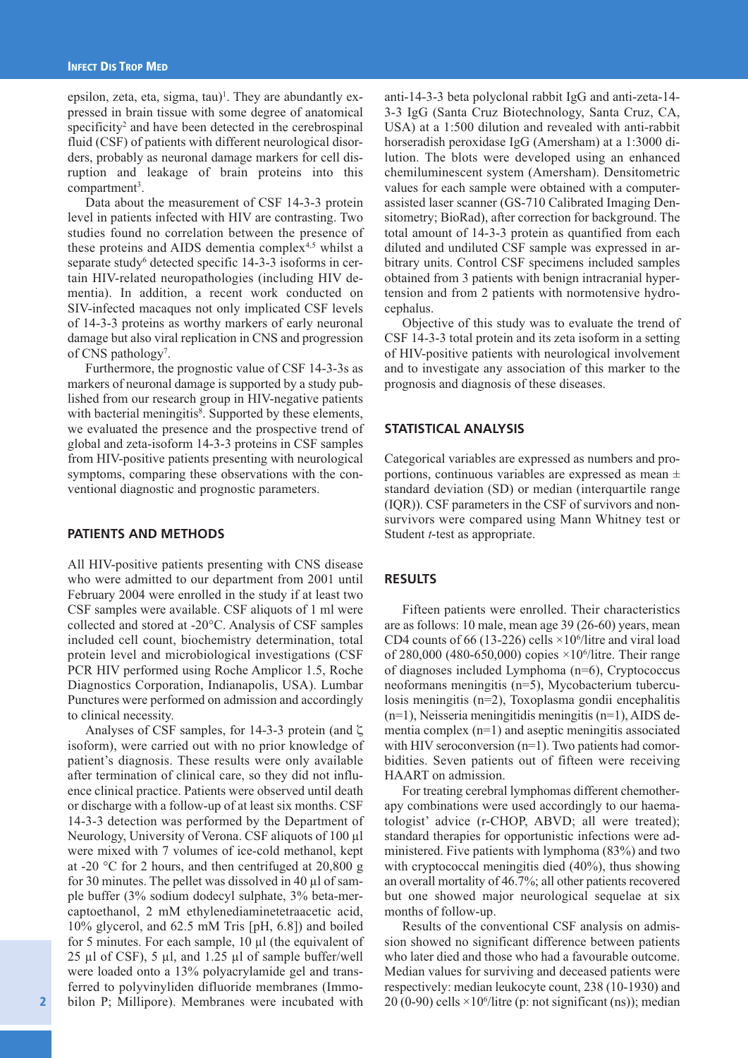epsilon, zeta, eta, sigma, tau)[1]. They are abundantly expressed in brain tissue with some degree of anatomical specificity[2] and have been detected in the cerebrospinal fluid (CSF) of patients with different neurological disorders, probably as neuronal damage markers for cell disruption and leakage of brain proteins into this compartment[3].

Data about the measurement of CSF 14-3-3 protein level in patients infected with HIV are contrasting. Two studies found no correlation between the presence of these proteins and AIDS dementia complex[4,5] whilst a separate study[6] detected specific 14-3-3 isoforms in certain HIV-related neuropathologies (including HIV dementia). In addition, a recent work conducted on SIV-infected macaques not only implicated CSF levels of 14-3-3 proteins as worthy markers of early neuronal damage but also viral replication in CNS and progression of CNS pathology[7].

Furthermore, the prognostic value of CSF 14-3-3s as markers of neuronal damage is supported by a study published from our research group in HIV-negative patients with bacterial meningitis[8]. Supported by these elements, we evaluated the presence and the prospective trend of global and zeta-isoform 14-3-3 proteins in CSF samples from HIV-positive patients presenting with neurological symptoms, comparing these observations with the conventional diagnostic and prognostic parameters.

## PATIENTS AND METHODS

All HIV-positive patients presenting with CNS disease who were admitted to our department from 2001 until February 2004 were enrolled in the study if at least two CSF samples were available. CSF aliquots of 1 ml were collected and stored at -20°C. Analysis of CSF samples included cell count, biochemistry determination, total protein level and microbiological investigations (CSF PCR HIV performed using Roche Amplicor 1.5, Roche Diagnostics Corporation, Indianapolis, USA). Lumbar Punctures were performed on admission and accordingly to clinical necessity.

Analyses of CSF samples, for 14-3-3 protein (and ζ isoform), were carried out with no prior knowledge of patient's diagnosis. These results were only available after termination of clinical care, so they did not influence clinical practice. Patients were observed until death or discharge with a follow-up of at least six months. CSF 14-3-3 detection was performed by the Department of Neurology, University of Verona. CSF aliquots of 100 µl were mixed with 7 volumes of ice-cold methanol, kept at -20 °C for 2 hours, and then centrifuged at 20,800 g for 30 minutes. The pellet was dissolved in 40 µl of sample buffer (3% sodium dodecyl sulphate, 3% beta-mercaptoethanol, 2 mM ethylenediaminetetraacetic acid, 10% glycerol, and 62.5 mM Tris [pH, 6.8]) and boiled for 5 minutes. For each sample, 10 µl (the equivalent of 25 µl of CSF), 5 µl, and 1.25 µl of sample buffer/well were loaded onto a 13% polyacrylamide gel and transferred to polyvinyliden difluoride membranes (Immobilon P; Millipore). Membranes were incubated with anti-14-3-3 beta polyclonal rabbit IgG and anti-zeta-14-3-3 IgG (Santa Cruz Biotechnology, Santa Cruz, CA, USA) at a 1:500 dilution and revealed with anti-rabbit horseradish peroxidase IgG (Amersham) at a 1:3000 dilution. The blots were developed using an enhanced chemiluminescent system (Amersham). Densitometric values for each sample were obtained with a computer-assisted laser scanner (GS-710 Calibrated Imaging Densitometry; BioRad), after correction for background. The total amount of 14-3-3 protein as quantified from each diluted and undiluted CSF sample was expressed in arbitrary units. Control CSF specimens included samples obtained from 3 patients with benign intracranial hypertension and from 2 patients with normotensive hydrocephalus.

Objective of this study was to evaluate the trend of CSF 14-3-3 total protein and its zeta isoform in a setting of HIV-positive patients with neurological involvement and to investigate any association of this marker to the prognosis and diagnosis of these diseases.

## STATISTICAL ANALYSIS

Categorical variables are expressed as numbers and proportions, continuous variables are expressed as mean ± standard deviation (SD) or median (interquartile range (IQR)). CSF parameters in the CSF of survivors and non-survivors were compared using Mann Whitney test or Student *t*-test as appropriate.

## RESULTS

Fifteen patients were enrolled. Their characteristics are as follows: 10 male, mean age 39 (26-60) years, mean CD4 counts of 66 (13-226) cells $\times 10^6$/litre and viral load of 280,000 (480-650,000) copies $\times 10^6$/litre. Their range of diagnoses included Lymphoma (n=6), Cryptococcus neoformans meningitis (n=5), Mycobacterium tuberculosis meningitis (n=2), Toxoplasma gondii encephalitis (n=1), Neisseria meningitidis meningitis (n=1), AIDS dementia complex (n=1) and aseptic meningitis associated with HIV seroconversion (n=1). Two patients had comorbidities. Seven patients out of fifteen were receiving HAART on admission.

For treating cerebral lymphomas different chemotherapy combinations were used accordingly to our haematologist' advice (r-CHOP, ABVD; all were treated); standard therapies for opportunistic infections were administered. Five patients with lymphoma (83%) and two with cryptococcal meningitis died (40%), thus showing an overall mortality of 46.7%; all other patients recovered but one showed major neurological sequelae at six months of follow-up.

Results of the conventional CSF analysis on admission showed no significant difference between patients who later died and those who had a favourable outcome. Median values for surviving and deceased patients were respectively: median leukocyte count, 238 (10-1930) and 20 (0-90) cells $\times 10^6$/litre (p: not significant (ns)); median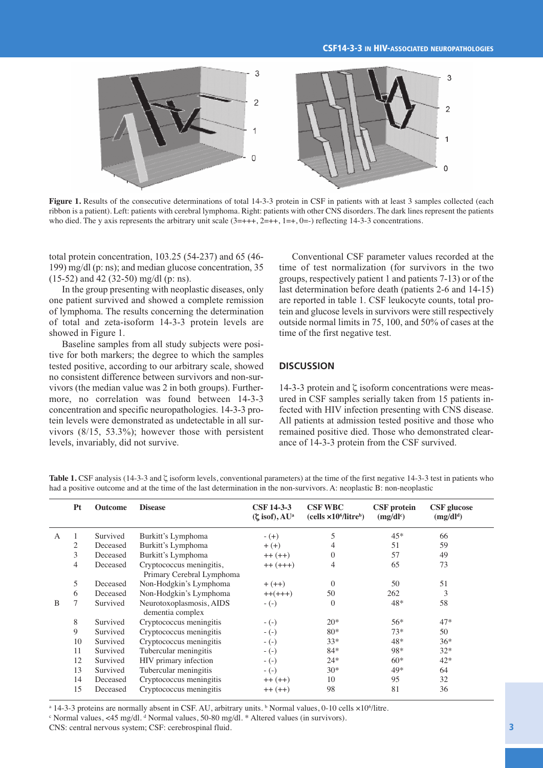**Figure 1.** Results of the consecutive determinations of total 14-3-3 protein in CSF in patients with at least 3 samples collected (each ribbon is a patient). Left: patients with cerebral lymphoma. Right: patients with other CNS disorders. The dark lines represent the patients who died. The y axis represents the arbitrary unit scale (3=+++, 2=++, 1=+, 0=-) reflecting 14-3-3 concentrations.

total protein concentration, 103.25 (54-237) and 65 (46-199) mg/dl (p: ns); and median glucose concentration, 35 (15-52) and 42 (32-50) mg/dl (p: ns).

In the group presenting with neoplastic diseases, only one patient survived and showed a complete remission of lymphoma. The results concerning the determination of total and zeta-isoform 14-3-3 protein levels are showed in Figure 1.

Baseline samples from all study subjects were positive for both markers; the degree to which the samples tested positive, according to our arbitrary scale, showed no consistent difference between survivors and non-survivors (the median value was 2 in both groups). Furthermore, no correlation was found between 14-3-3 concentration and specific neuropathologies. 14-3-3 protein levels were demonstrated as undetectable in all survivors (8/15, 53.3%); however those with persistent levels, invariably, did not survive.

Conventional CSF parameter values recorded at the time of test normalization (for survivors in the two groups, respectively patient 1 and patients 7-13) or of the last determination before death (patients 2-6 and 14-15) are reported in table 1. CSF leukocyte counts, total protein and glucose levels in survivors were still respectively outside normal limits in 75, 100, and 50% of cases at the time of the first negative test.

## DISCUSSION

14-3-3 protein and ζ isoform concentrations were measured in CSF samples serially taken from 15 patients infected with HIV infection presenting with CNS disease. All patients at admission tested positive and those who remained positive died. Those who demonstrated clearance of 14-3-3 protein from the CSF survived.

**Table 1.** CSF analysis (14-3-3 and ζ isoform levels, conventional parameters) at the time of the first negative 14-3-3 test in patients who had a positive outcome and at the time of the last determination in the non-survivors. A: neoplastic B: non-neoplastic

| | Pt | Outcome | Disease | CSF 14-3-3 (ζ isof), AU[a] | CSF WBC (cells ×10[6]/litre[b]) | CSF protein (mg/dl[c]) | CSF glucose (mg/dl[d]) |
|---|---|---|---|---|---|---|---|
| A | 1 | Survived | Burkitt's Lymphoma | - (+) | 5 | 45* | 66 |
| | 2 | Deceased | Burkitt's Lymphoma | + (+) | 4 | 51 | 59 |
| | 3 | Deceased | Burkitt's Lymphoma | ++ (++) | 0 | 57 | 49 |
| | 4 | Deceased | Cryptococcus meningitis, Primary Cerebral Lymphoma | ++ (+++) | 4 | 65 | 73 |
| | 5 | Deceased | Non-Hodgkin's Lymphoma | + (++) | 0 | 50 | 51 |
| | 6 | Deceased | Non-Hodgkin's Lymphoma | ++(+++) | 50 | 262 | 3 |
| B | 7 | Survived | Neurotoxoplasmosis, AIDS dementia complex | - (-) | 0 | 48* | 58 |
| | 8 | Survived | Cryptococcus meningitis | - (-) | 20* | 56* | 47* |
| | 9 | Survived | Cryptococcus meningitis | - (-) | 80* | 73* | 50 |
| | 10 | Survived | Cryptococcus meningitis | - (-) | 33* | 48* | 36* |
| | 11 | Survived | Tubercular meningitis | - (-) | 84* | 98* | 32* |
| | 12 | Survived | HIV primary infection | - (-) | 24* | 60* | 42* |
| | 13 | Survived | Tubercular meningitis | - (-) | 30* | 49* | 64 |
| | 14 | Deceased | Cryptococcus meningitis | ++ (++) | 10 | 95 | 32 |
| | 15 | Deceased | Cryptococcus meningitis | ++ (++) | 98 | 81 | 36 |

[a] 14-3-3 proteins are normally absent in CSF. AU, arbitrary units. [b] Normal values, 0-10 cells ×10[6]/litre.
[c] Normal values, <45 mg/dl. [d] Normal values, 50-80 mg/dl. * Altered values (in survivors).
CNS: central nervous system; CSF: cerebrospinal fluid.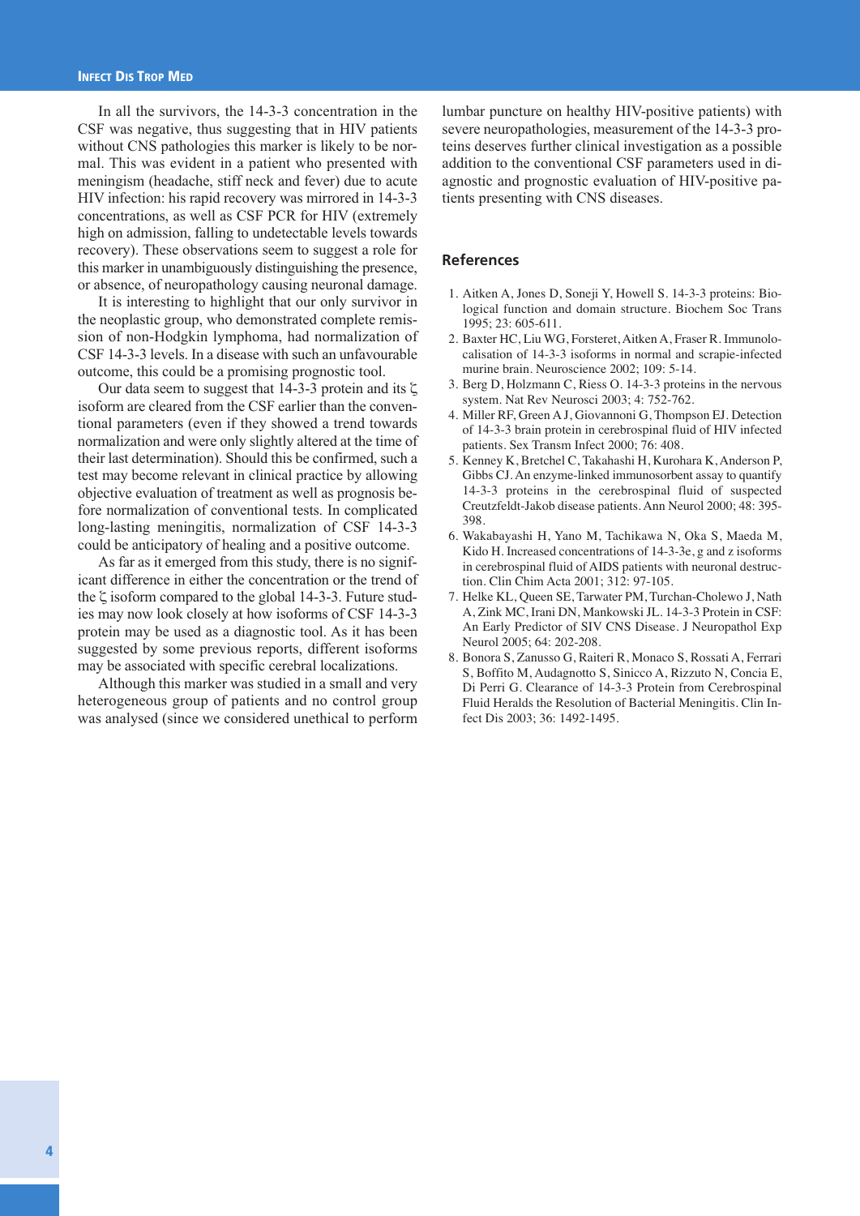In all the survivors, the 14-3-3 concentration in the CSF was negative, thus suggesting that in HIV patients without CNS pathologies this marker is likely to be normal. This was evident in a patient who presented with meningism (headache, stiff neck and fever) due to acute HIV infection: his rapid recovery was mirrored in 14-3-3 concentrations, as well as CSF PCR for HIV (extremely high on admission, falling to undetectable levels towards recovery). These observations seem to suggest a role for this marker in unambiguously distinguishing the presence, or absence, of neuropathology causing neuronal damage.

It is interesting to highlight that our only survivor in the neoplastic group, who demonstrated complete remission of non-Hodgkin lymphoma, had normalization of CSF 14-3-3 levels. In a disease with such an unfavourable outcome, this could be a promising prognostic tool.

Our data seem to suggest that 14-3-3 protein and its ζ isoform are cleared from the CSF earlier than the conventional parameters (even if they showed a trend towards normalization and were only slightly altered at the time of their last determination). Should this be confirmed, such a test may become relevant in clinical practice by allowing objective evaluation of treatment as well as prognosis before normalization of conventional tests. In complicated long-lasting meningitis, normalization of CSF 14-3-3 could be anticipatory of healing and a positive outcome.

As far as it emerged from this study, there is no significant difference in either the concentration or the trend of the ζ isoform compared to the global 14-3-3. Future studies may now look closely at how isoforms of CSF 14-3-3 protein may be used as a diagnostic tool. As it has been suggested by some previous reports, different isoforms may be associated with specific cerebral localizations.

Although this marker was studied in a small and very heterogeneous group of patients and no control group was analysed (since we considered unethical to perform lumbar puncture on healthy HIV-positive patients) with severe neuropathologies, measurement of the 14-3-3 proteins deserves further clinical investigation as a possible addition to the conventional CSF parameters used in diagnostic and prognostic evaluation of HIV-positive patients presenting with CNS diseases.

## References

1. Aitken A, Jones D, Soneji Y, Howell S. 14-3-3 proteins: Biological function and domain structure. Biochem Soc Trans 1995; 23: 605-611.
2. Baxter HC, Liu WG, Forsteret, Aitken A, Fraser R. Immunolocalisation of 14-3-3 isoforms in normal and scrapie-infected murine brain. Neuroscience 2002; 109: 5-14.
3. Berg D, Holzmann C, Riess O. 14-3-3 proteins in the nervous system. Nat Rev Neurosci 2003; 4: 752-762.
4. Miller RF, Green A J, Giovannoni G, Thompson EJ. Detection of 14-3-3 brain protein in cerebrospinal fluid of HIV infected patients. Sex Transm Infect 2000; 76: 408.
5. Kenney K, Bretchel C, Takahashi H, Kurohara K, Anderson P, Gibbs CJ. An enzyme-linked immunosorbent assay to quantify 14-3-3 proteins in the cerebrospinal fluid of suspected Creutzfeldt-Jakob disease patients. Ann Neurol 2000; 48: 395-398.
6. Wakabayashi H, Yano M, Tachikawa N, Oka S, Maeda M, Kido H. Increased concentrations of 14-3-3e, g and z isoforms in cerebrospinal fluid of AIDS patients with neuronal destruction. Clin Chim Acta 2001; 312: 97-105.
7. Helke KL, Queen SE, Tarwater PM, Turchan-Cholewo J, Nath A, Zink MC, Irani DN, Mankowski JL. 14-3-3 Protein in CSF: An Early Predictor of SIV CNS Disease. J Neuropathol Exp Neurol 2005; 64: 202-208.
8. Bonora S, Zanusso G, Raiteri R, Monaco S, Rossati A, Ferrari S, Boffito M, Audagnotto S, Sinicco A, Rizzuto N, Concia E, Di Perri G. Clearance of 14-3-3 Protein from Cerebrospinal Fluid Heralds the Resolution of Bacterial Meningitis. Clin Infect Dis 2003; 36: 1492-1495.